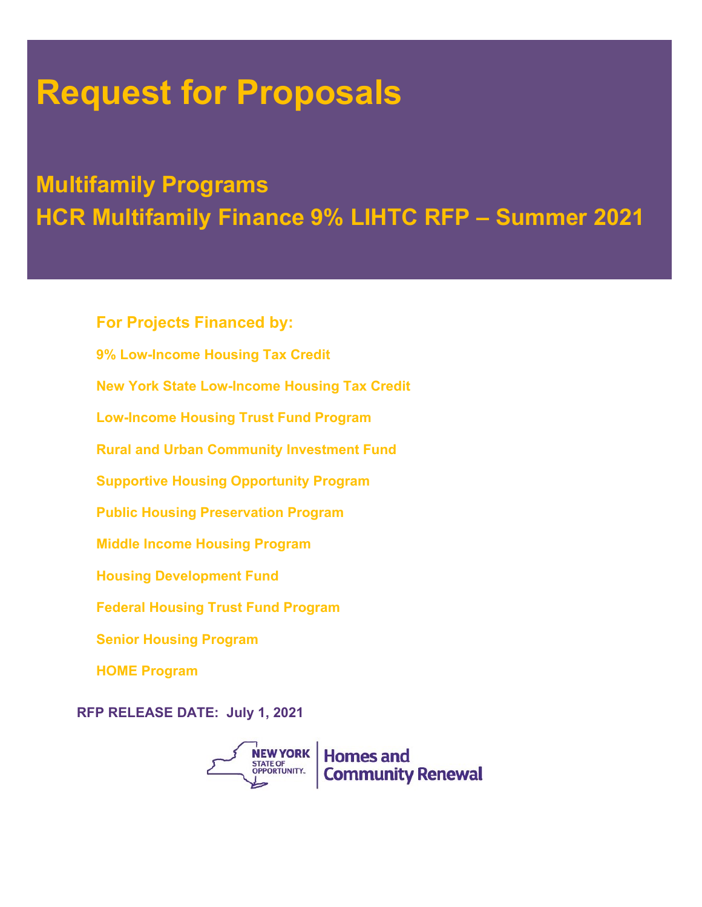# Request for Proposals

## Multifamily Programs

## HCR Multifamily Finance 9% LIHTC RFP – Summer 2021

### For Projects Financed by:

**9% Low-Income Housing Tax Credit**

**New York State Low-Income Housing Tax Credit**

**Low-Income Housing Trust Fund Program**

**Rural and Urban Community Investment Fund**

**Supportive Housing Opportunity Program**

**Public Housing Preservation Program**

**Middle Income Housing Program**

**Housing Development Fund**

**Federal Housing Trust Fund Program**

**Senior Housing Program**

**HOME Program**

**RFP RELEASE DATE: July 1, 2021**

NEW YORK STATE OF OPPORTUNITY. | Homes and Community Renewal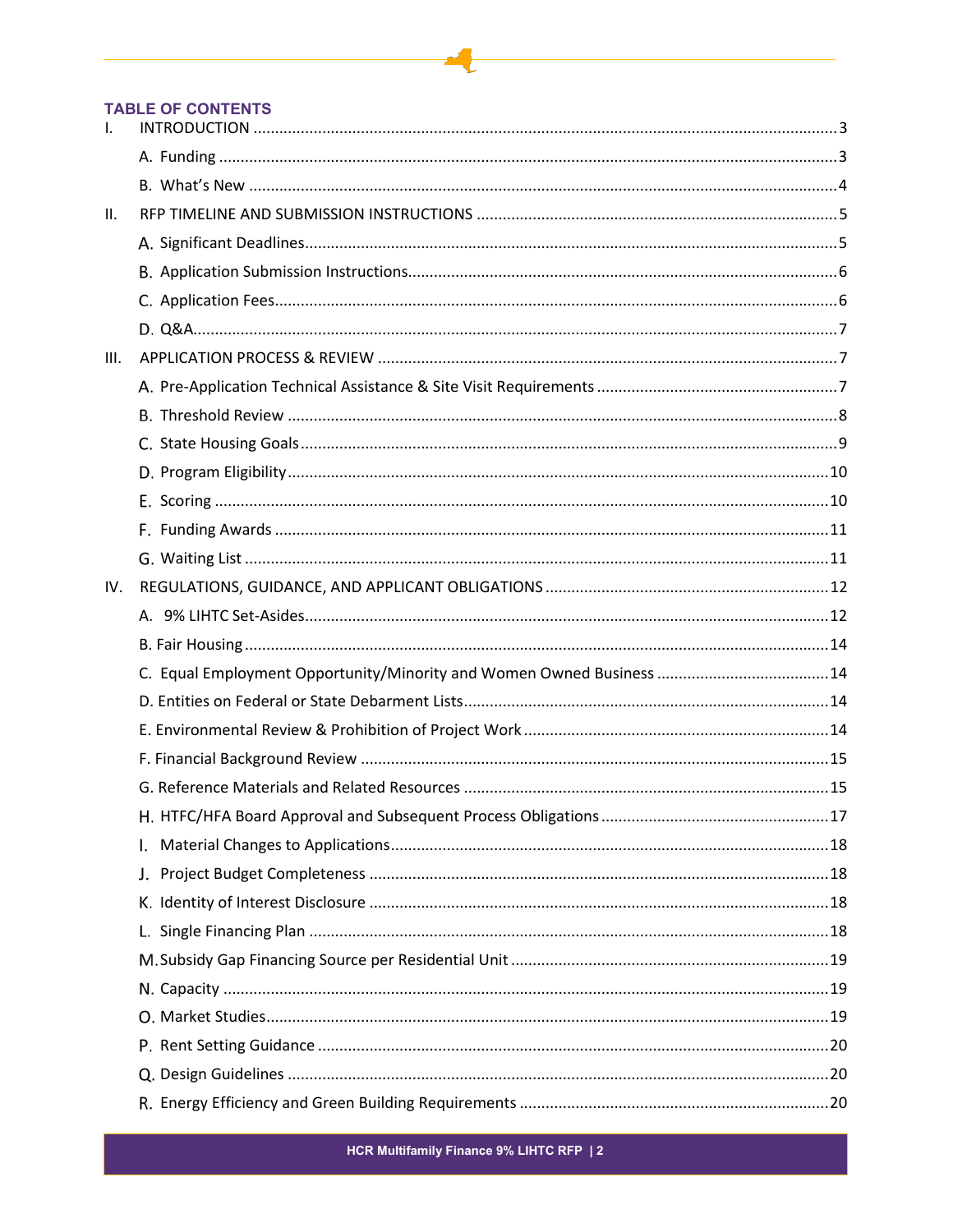## TABLE OF CONTENTS

I. INTRODUCTION ......................................................................................................................3

- A. Funding ..................................................................................................................................3
- B. What's New ...........................................................................................................................4

II. RFP TIMELINE AND SUBMISSION INSTRUCTIONS ........................................................................5

- A. Significant Deadlines...............................................................................................................5
- B. Application Submission Instructions.........................................................................................6
- C. Application Fees.....................................................................................................................6
- D. Q&A.......................................................................................................................................7

III. APPLICATION PROCESS & REVIEW ..........................................................................................7

- A. Pre-Application Technical Assistance & Site Visit Requirements ..................................................7
- B. Threshold Review ....................................................................................................................8
- C. State Housing Goals.................................................................................................................9
- D. Program Eligibility..................................................................................................................10
- E. Scoring .................................................................................................................................10
- F. Funding Awards .....................................................................................................................11
- G. Waiting List ..........................................................................................................................11

IV. REGULATIONS, GUIDANCE, AND APPLICANT OBLIGATIONS .........................................................12

- A. 9% LIHTC Set-Asides...............................................................................................................12
- B. Fair Housing ..........................................................................................................................14
- C. Equal Employment Opportunity/Minority and Women Owned Business ......................................14
- D. Entities on Federal or State Debarment Lists...........................................................................14
- E. Environmental Review & Prohibition of Project Work ...............................................................14
- F. Financial Background Review .................................................................................................15
- G. Reference Materials and Related Resources ............................................................................15
- H. HTFC/HFA Board Approval and Subsequent Process Obligations ...............................................17
- I. Material Changes to Applications.............................................................................................18
- J. Project Budget Completeness ..................................................................................................18
- K. Identity of Interest Disclosure .................................................................................................18
- L. Single Financing Plan ..............................................................................................................18
- M. Subsidy Gap Financing Source per Residential Unit ...................................................................19
- N. Capacity ................................................................................................................................19
- O. Market Studies.......................................................................................................................19
- P. Rent Setting Guidance ............................................................................................................20
- Q. Design Guidelines ..................................................................................................................20
- R. Energy Efficiency and Green Building Requirements .................................................................20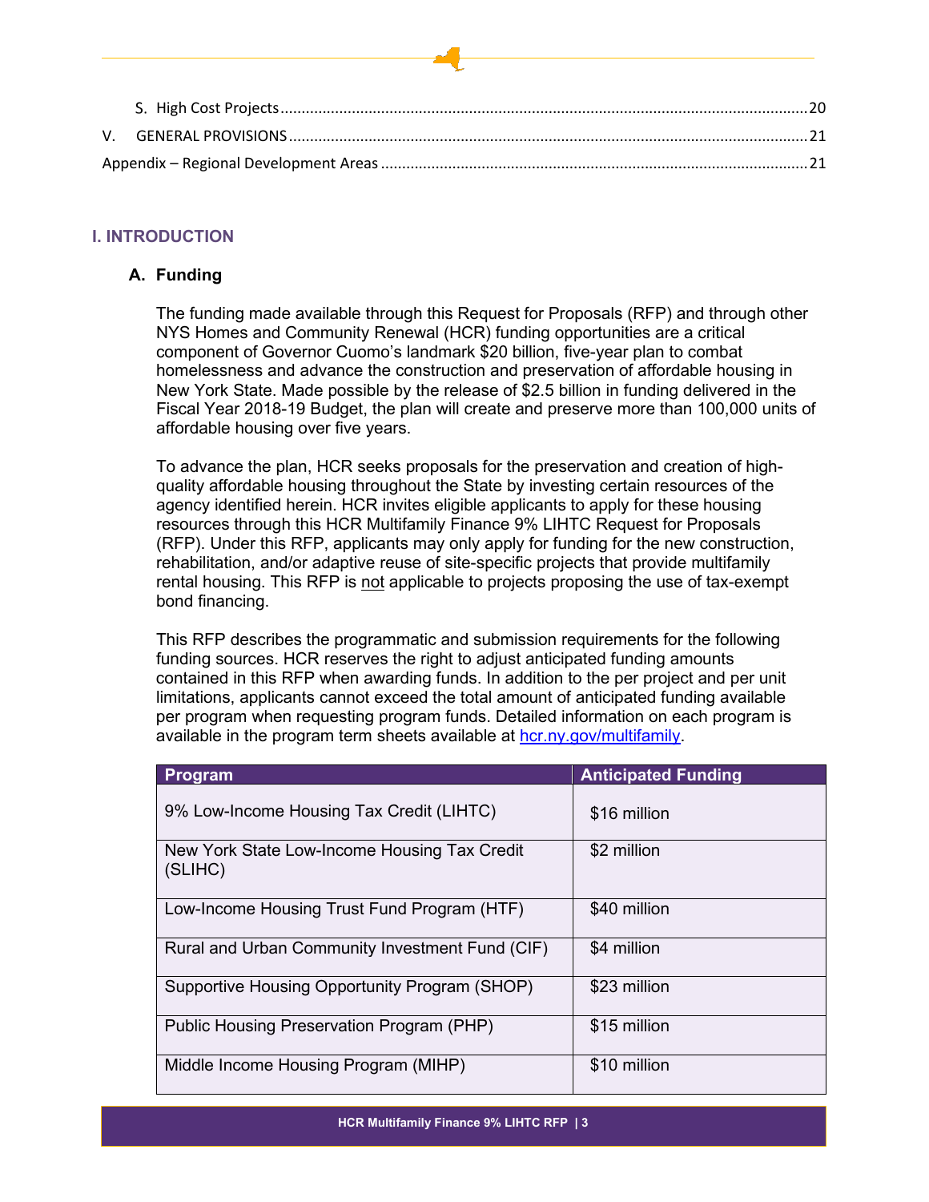S. High Cost Projects ............................................................................................................................20

V. GENERAL PROVISIONS ............................................................................................................................21

Appendix – Regional Development Areas ......................................................................................................21

## I. INTRODUCTION

### A. Funding

The funding made available through this Request for Proposals (RFP) and through other NYS Homes and Community Renewal (HCR) funding opportunities are a critical component of Governor Cuomo's landmark $20 billion, five-year plan to combat homelessness and advance the construction and preservation of affordable housing in New York State. Made possible by the release of $2.5 billion in funding delivered in the Fiscal Year 2018-19 Budget, the plan will create and preserve more than 100,000 units of affordable housing over five years.

To advance the plan, HCR seeks proposals for the preservation and creation of high-quality affordable housing throughout the State by investing certain resources of the agency identified herein. HCR invites eligible applicants to apply for these housing resources through this HCR Multifamily Finance 9% LIHTC Request for Proposals (RFP). Under this RFP, applicants may only apply for funding for the new construction, rehabilitation, and/or adaptive reuse of site-specific projects that provide multifamily rental housing. This RFP is not applicable to projects proposing the use of tax-exempt bond financing.

This RFP describes the programmatic and submission requirements for the following funding sources. HCR reserves the right to adjust anticipated funding amounts contained in this RFP when awarding funds. In addition to the per project and per unit limitations, applicants cannot exceed the total amount of anticipated funding available per program when requesting program funds. Detailed information on each program is available in the program term sheets available at hcr.ny.gov/multifamily.

| Program | Anticipated Funding |
|---|---|
| 9% Low-Income Housing Tax Credit (LIHTC) | $16 million |
| New York State Low-Income Housing Tax Credit (SLIHC) | $2 million |
| Low-Income Housing Trust Fund Program (HTF) | $40 million |
| Rural and Urban Community Investment Fund (CIF) | $4 million |
| Supportive Housing Opportunity Program (SHOP) | $23 million |
| Public Housing Preservation Program (PHP) | $15 million |
| Middle Income Housing Program (MIHP) | $10 million |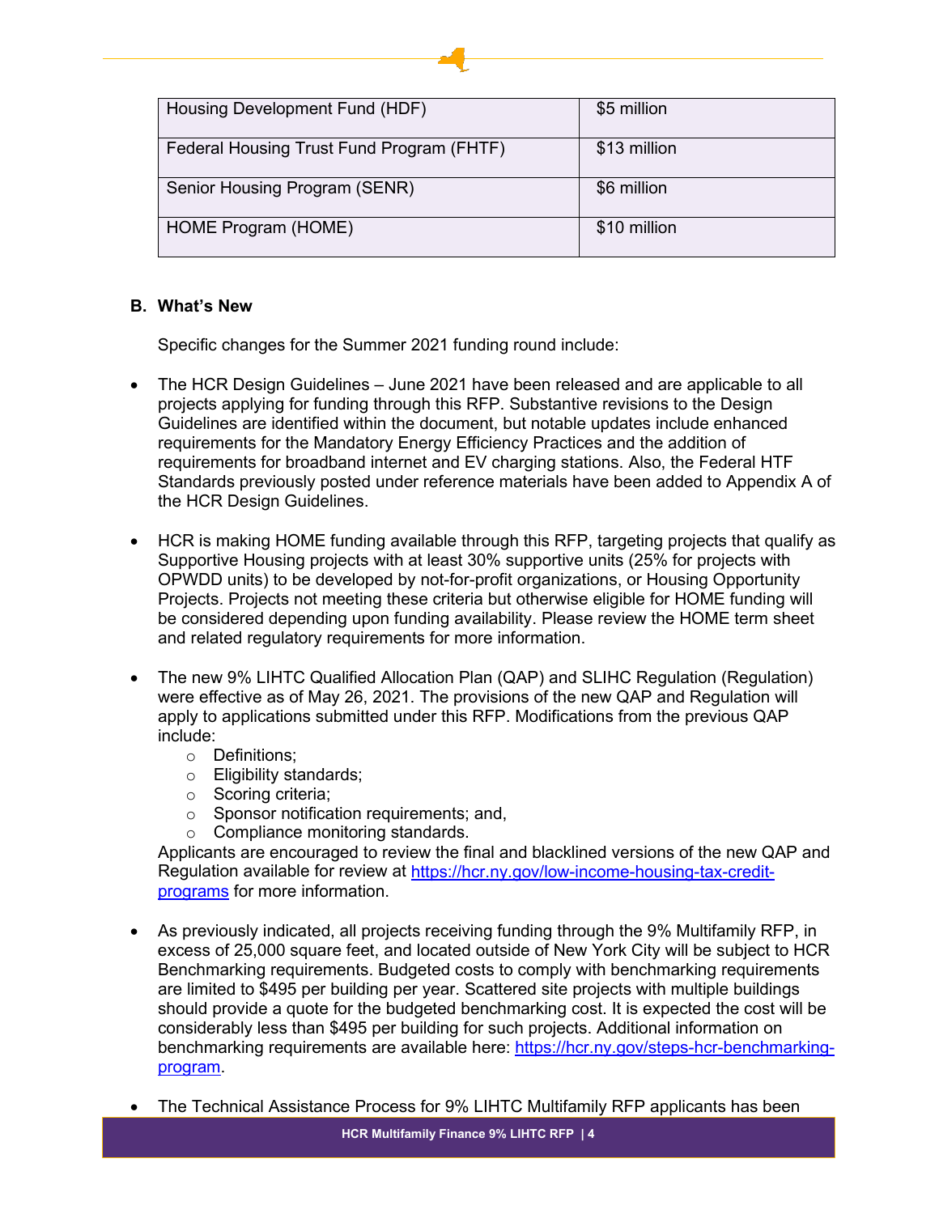| Housing Development Fund (HDF) | $5 million |
|---|---|
| Federal Housing Trust Fund Program (FHTF) | $13 million |
| Senior Housing Program (SENR) | $6 million |
| HOME Program (HOME) | $10 million |

## B. What's New

Specific changes for the Summer 2021 funding round include:

- The HCR Design Guidelines – June 2021 have been released and are applicable to all projects applying for funding through this RFP. Substantive revisions to the Design Guidelines are identified within the document, but notable updates include enhanced requirements for the Mandatory Energy Efficiency Practices and the addition of requirements for broadband internet and EV charging stations. Also, the Federal HTF Standards previously posted under reference materials have been added to Appendix A of the HCR Design Guidelines.

- HCR is making HOME funding available through this RFP, targeting projects that qualify as Supportive Housing projects with at least 30% supportive units (25% for projects with OPWDD units) to be developed by not-for-profit organizations, or Housing Opportunity Projects. Projects not meeting these criteria but otherwise eligible for HOME funding will be considered depending upon funding availability. Please review the HOME term sheet and related regulatory requirements for more information.

- The new 9% LIHTC Qualified Allocation Plan (QAP) and SLIHC Regulation (Regulation) were effective as of May 26, 2021. The provisions of the new QAP and Regulation will apply to applications submitted under this RFP. Modifications from the previous QAP include:
  - Definitions;
  - Eligibility standards;
  - Scoring criteria;
  - Sponsor notification requirements; and,
  - Compliance monitoring standards.

  Applicants are encouraged to review the final and blacklined versions of the new QAP and Regulation available for review at https://hcr.ny.gov/low-income-housing-tax-credit-programs for more information.

- As previously indicated, all projects receiving funding through the 9% Multifamily RFP, in excess of 25,000 square feet, and located outside of New York City will be subject to HCR Benchmarking requirements. Budgeted costs to comply with benchmarking requirements are limited to $495 per building per year. Scattered site projects with multiple buildings should provide a quote for the budgeted benchmarking cost. It is expected the cost will be considerably less than $495 per building for such projects. Additional information on benchmarking requirements are available here: https://hcr.ny.gov/steps-hcr-benchmarking-program.

- The Technical Assistance Process for 9% LIHTC Multifamily RFP applicants has been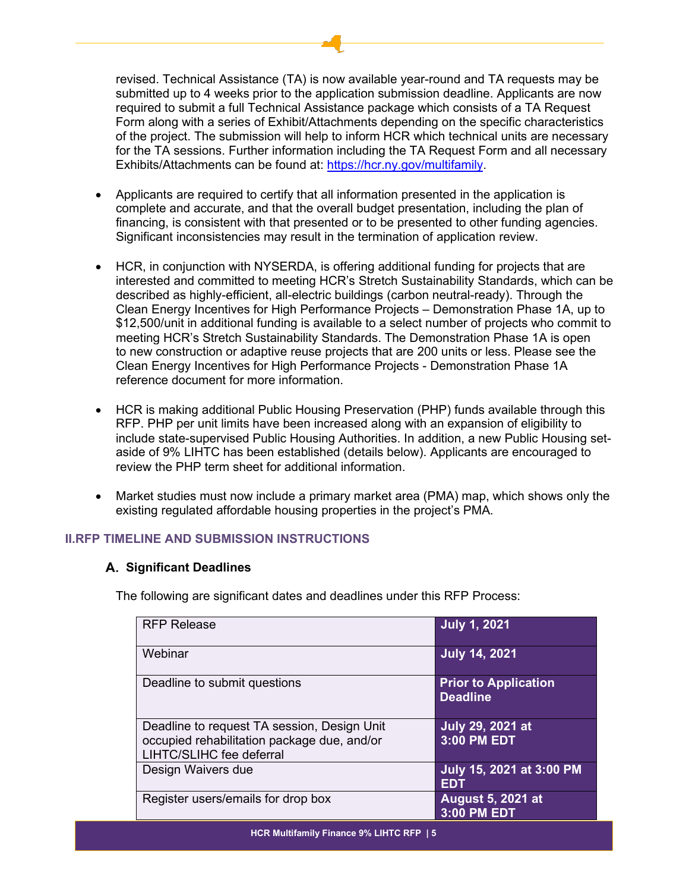revised. Technical Assistance (TA) is now available year-round and TA requests may be submitted up to 4 weeks prior to the application submission deadline. Applicants are now required to submit a full Technical Assistance package which consists of a TA Request Form along with a series of Exhibit/Attachments depending on the specific characteristics of the project. The submission will help to inform HCR which technical units are necessary for the TA sessions. Further information including the TA Request Form and all necessary Exhibits/Attachments can be found at: https://hcr.ny.gov/multifamily.

- Applicants are required to certify that all information presented in the application is complete and accurate, and that the overall budget presentation, including the plan of financing, is consistent with that presented or to be presented to other funding agencies. Significant inconsistencies may result in the termination of application review.
- HCR, in conjunction with NYSERDA, is offering additional funding for projects that are interested and committed to meeting HCR's Stretch Sustainability Standards, which can be described as highly-efficient, all-electric buildings (carbon neutral-ready). Through the Clean Energy Incentives for High Performance Projects – Demonstration Phase 1A, up to $12,500/unit in additional funding is available to a select number of projects who commit to meeting HCR's Stretch Sustainability Standards. The Demonstration Phase 1A is open to new construction or adaptive reuse projects that are 200 units or less. Please see the Clean Energy Incentives for High Performance Projects - Demonstration Phase 1A reference document for more information.
- HCR is making additional Public Housing Preservation (PHP) funds available through this RFP. PHP per unit limits have been increased along with an expansion of eligibility to include state-supervised Public Housing Authorities. In addition, a new Public Housing set-aside of 9% LIHTC has been established (details below). Applicants are encouraged to review the PHP term sheet for additional information.
- Market studies must now include a primary market area (PMA) map, which shows only the existing regulated affordable housing properties in the project's PMA.

## II. RFP TIMELINE AND SUBMISSION INSTRUCTIONS

### A. Significant Deadlines

The following are significant dates and deadlines under this RFP Process:

| | |
|---|---|
| RFP Release | **July 1, 2021** |
| Webinar | **July 14, 2021** |
| Deadline to submit questions | **Prior to Application Deadline** |
| Deadline to request TA session, Design Unit occupied rehabilitation package due, and/or LIHTC/SLIHC fee deferral | **July 29, 2021 at 3:00 PM EDT** |
| Design Waivers due | **July 15, 2021 at 3:00 PM EDT** |
| Register users/emails for drop box | **August 5, 2021 at 3:00 PM EDT** |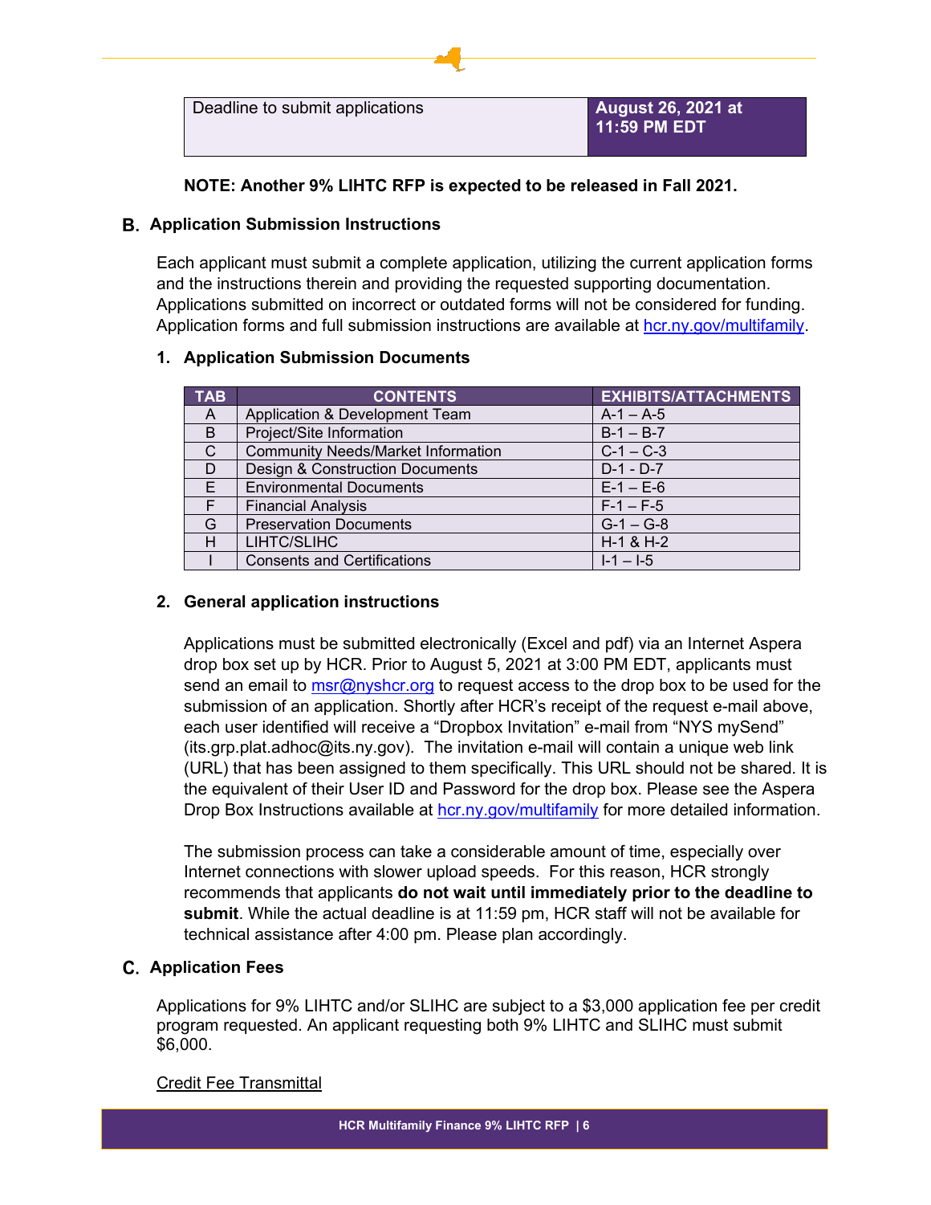| Deadline to submit applications | **August 26, 2021 at 11:59 PM EDT** |
| --- | --- |

**NOTE: Another 9% LIHTC RFP is expected to be released in Fall 2021.**

## B. Application Submission Instructions

Each applicant must submit a complete application, utilizing the current application forms and the instructions therein and providing the requested supporting documentation. Applications submitted on incorrect or outdated forms will not be considered for funding. Application forms and full submission instructions are available at hcr.ny.gov/multifamily.

### 1. Application Submission Documents

| TAB | CONTENTS | EXHIBITS/ATTACHMENTS |
| --- | --- | --- |
| A | Application & Development Team | A-1 – A-5 |
| B | Project/Site Information | B-1 – B-7 |
| C | Community Needs/Market Information | C-1 – C-3 |
| D | Design & Construction Documents | D-1 - D-7 |
| E | Environmental Documents | E-1 – E-6 |
| F | Financial Analysis | F-1 – F-5 |
| G | Preservation Documents | G-1 – G-8 |
| H | LIHTC/SLIHC | H-1 & H-2 |
| I | Consents and Certifications | I-1 – I-5 |

### 2. General application instructions

Applications must be submitted electronically (Excel and pdf) via an Internet Aspera drop box set up by HCR. Prior to August 5, 2021 at 3:00 PM EDT, applicants must send an email to msr@nyshcr.org to request access to the drop box to be used for the submission of an application. Shortly after HCR's receipt of the request e-mail above, each user identified will receive a "Dropbox Invitation" e-mail from "NYS mySend" (its.grp.plat.adhoc@its.ny.gov). The invitation e-mail will contain a unique web link (URL) that has been assigned to them specifically. This URL should not be shared. It is the equivalent of their User ID and Password for the drop box. Please see the Aspera Drop Box Instructions available at hcr.ny.gov/multifamily for more detailed information.

The submission process can take a considerable amount of time, especially over Internet connections with slower upload speeds. For this reason, HCR strongly recommends that applicants **do not wait until immediately prior to the deadline to submit**. While the actual deadline is at 11:59 pm, HCR staff will not be available for technical assistance after 4:00 pm. Please plan accordingly.

## C. Application Fees

Applications for 9% LIHTC and/or SLIHC are subject to a $3,000 application fee per credit program requested. An applicant requesting both 9% LIHTC and SLIHC must submit $6,000.

Credit Fee Transmittal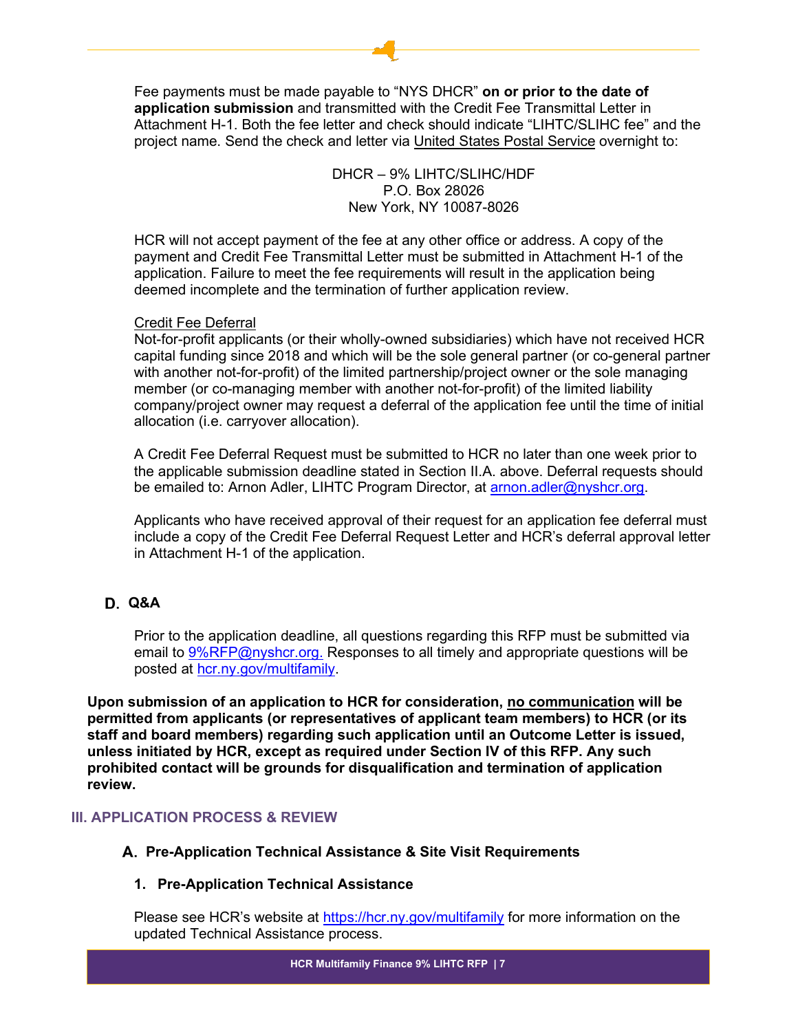Fee payments must be made payable to "NYS DHCR" **on or prior to the date of application submission** and transmitted with the Credit Fee Transmittal Letter in Attachment H-1. Both the fee letter and check should indicate "LIHTC/SLIHC fee" and the project name. Send the check and letter via United States Postal Service overnight to:

DHCR – 9% LIHTC/SLIHC/HDF
P.O. Box 28026
New York, NY 10087-8026

HCR will not accept payment of the fee at any other office or address. A copy of the payment and Credit Fee Transmittal Letter must be submitted in Attachment H-1 of the application. Failure to meet the fee requirements will result in the application being deemed incomplete and the termination of further application review.

Credit Fee Deferral

Not-for-profit applicants (or their wholly-owned subsidiaries) which have not received HCR capital funding since 2018 and which will be the sole general partner (or co-general partner with another not-for-profit) of the limited partnership/project owner or the sole managing member (or co-managing member with another not-for-profit) of the limited liability company/project owner may request a deferral of the application fee until the time of initial allocation (i.e. carryover allocation).

A Credit Fee Deferral Request must be submitted to HCR no later than one week prior to the applicable submission deadline stated in Section II.A. above. Deferral requests should be emailed to: Arnon Adler, LIHTC Program Director, at arnon.adler@nyshcr.org.

Applicants who have received approval of their request for an application fee deferral must include a copy of the Credit Fee Deferral Request Letter and HCR's deferral approval letter in Attachment H-1 of the application.

### D. Q&A

Prior to the application deadline, all questions regarding this RFP must be submitted via email to 9%RFP@nyshcr.org. Responses to all timely and appropriate questions will be posted at hcr.ny.gov/multifamily.

**Upon submission of an application to HCR for consideration, no communication will be permitted from applicants (or representatives of applicant team members) to HCR (or its staff and board members) regarding such application until an Outcome Letter is issued, unless initiated by HCR, except as required under Section IV of this RFP. Any such prohibited contact will be grounds for disqualification and termination of application review.**

## III. APPLICATION PROCESS & REVIEW

### A. Pre-Application Technical Assistance & Site Visit Requirements

#### 1. Pre-Application Technical Assistance

Please see HCR's website at https://hcr.ny.gov/multifamily for more information on the updated Technical Assistance process.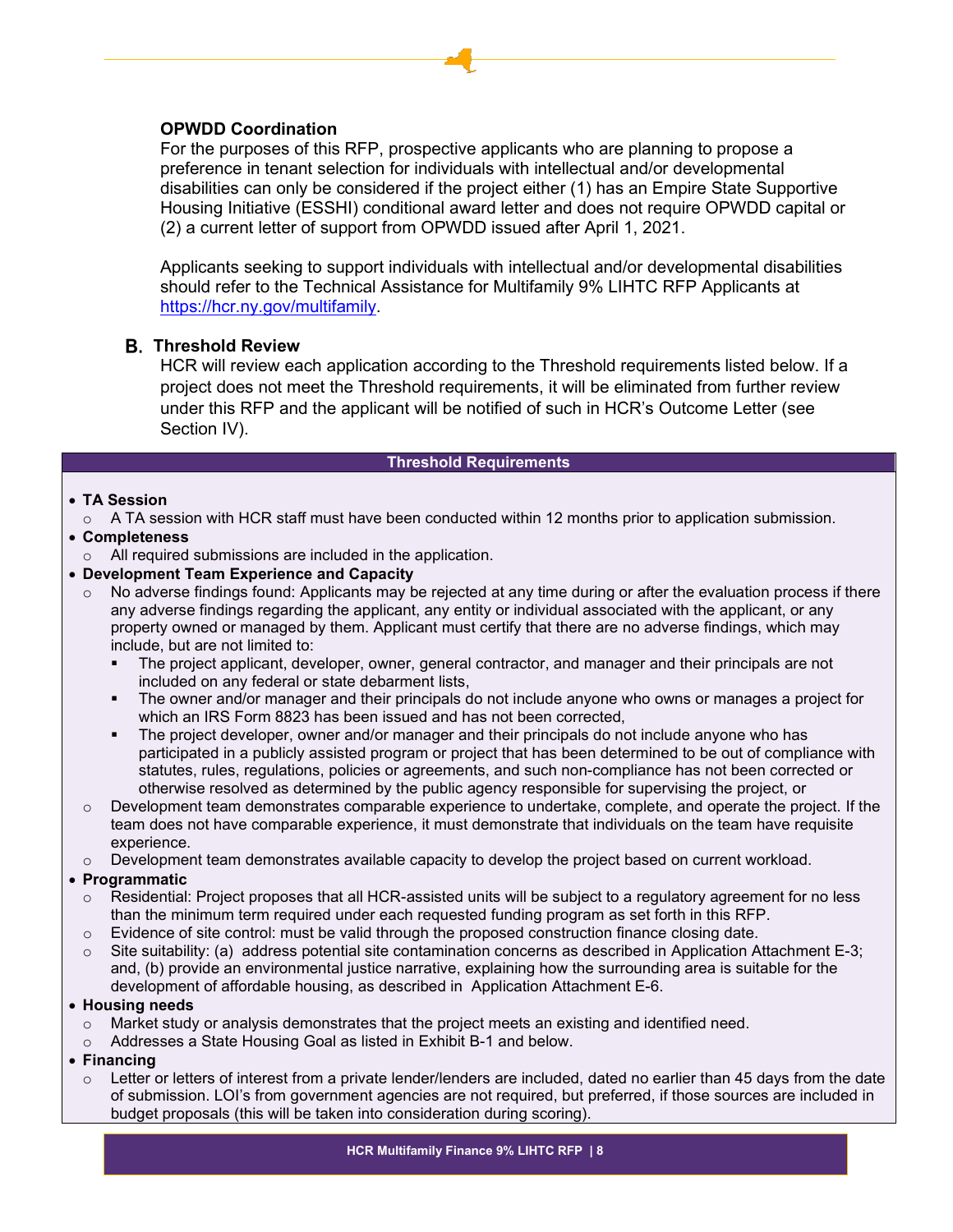**OPWDD Coordination**

For the purposes of this RFP, prospective applicants who are planning to propose a preference in tenant selection for individuals with intellectual and/or developmental disabilities can only be considered if the project either (1) has an Empire State Supportive Housing Initiative (ESSHI) conditional award letter and does not require OPWDD capital or (2) a current letter of support from OPWDD issued after April 1, 2021.

Applicants seeking to support individuals with intellectual and/or developmental disabilities should refer to the Technical Assistance for Multifamily 9% LIHTC RFP Applicants at [https://hcr.ny.gov/multifamily](https://hcr.ny.gov/multifamily).

## B. Threshold Review

HCR will review each application according to the Threshold requirements listed below. If a project does not meet the Threshold requirements, it will be eliminated from further review under this RFP and the applicant will be notified of such in HCR's Outcome Letter (see Section IV).

**Threshold Requirements**

- **TA Session**
  - A TA session with HCR staff must have been conducted within 12 months prior to application submission.
- **Completeness**
  - All required submissions are included in the application.
- **Development Team Experience and Capacity**
  - No adverse findings found: Applicants may be rejected at any time during or after the evaluation process if there any adverse findings regarding the applicant, any entity or individual associated with the applicant, or any property owned or managed by them. Applicant must certify that there are no adverse findings, which may include, but are not limited to:
    - The project applicant, developer, owner, general contractor, and manager and their principals are not included on any federal or state debarment lists,
    - The owner and/or manager and their principals do not include anyone who owns or manages a project for which an IRS Form 8823 has been issued and has not been corrected,
    - The project developer, owner and/or manager and their principals do not include anyone who has participated in a publicly assisted program or project that has been determined to be out of compliance with statutes, rules, regulations, policies or agreements, and such non-compliance has not been corrected or otherwise resolved as determined by the public agency responsible for supervising the project, or
  - Development team demonstrates comparable experience to undertake, complete, and operate the project. If the team does not have comparable experience, it must demonstrate that individuals on the team have requisite experience.
  - Development team demonstrates available capacity to develop the project based on current workload.
- **Programmatic**
  - Residential: Project proposes that all HCR-assisted units will be subject to a regulatory agreement for no less than the minimum term required under each requested funding program as set forth in this RFP.
  - Evidence of site control: must be valid through the proposed construction finance closing date.
  - Site suitability: (a) address potential site contamination concerns as described in Application Attachment E-3; and, (b) provide an environmental justice narrative, explaining how the surrounding area is suitable for the development of affordable housing, as described in Application Attachment E-6.
- **Housing needs**
  - Market study or analysis demonstrates that the project meets an existing and identified need.
  - Addresses a State Housing Goal as listed in Exhibit B-1 and below.
- **Financing**
  - Letter or letters of interest from a private lender/lenders are included, dated no earlier than 45 days from the date of submission. LOI's from government agencies are not required, but preferred, if those sources are included in budget proposals (this will be taken into consideration during scoring).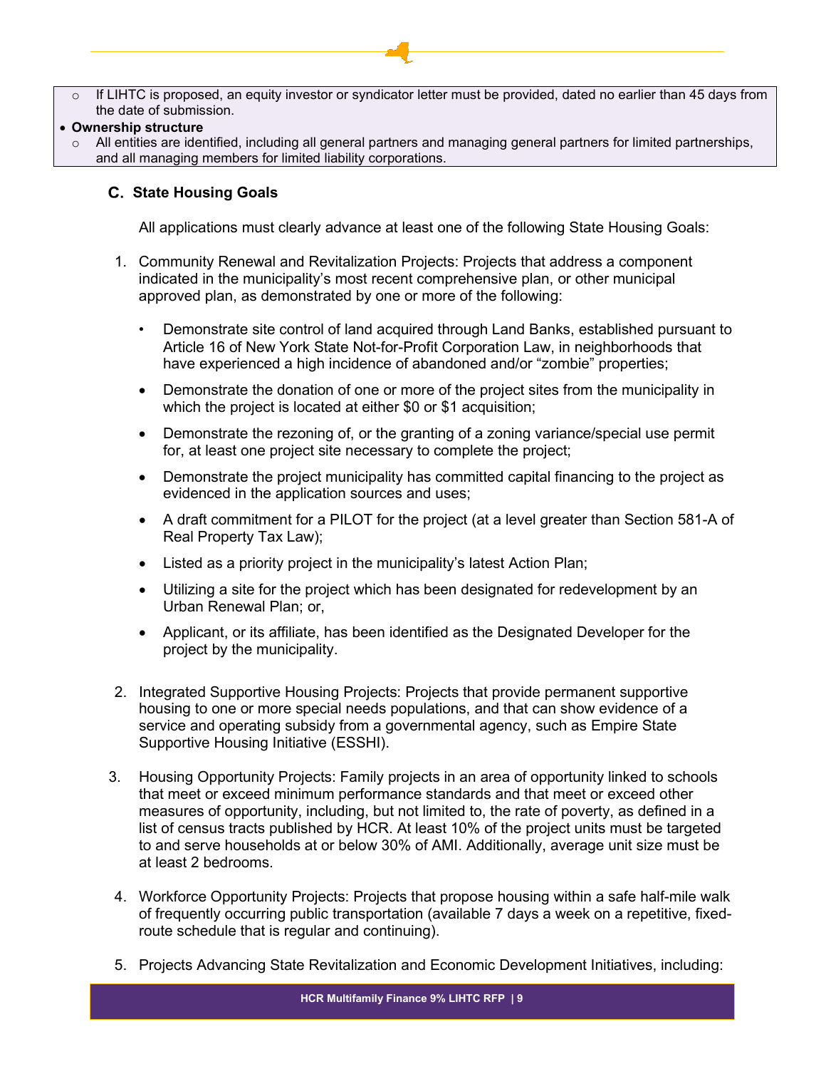- If LIHTC is proposed, an equity investor or syndicator letter must be provided, dated no earlier than 45 days from the date of submission.

- **Ownership structure**
  - All entities are identified, including all general partners and managing general partners for limited partnerships, and all managing members for limited liability corporations.

### C. State Housing Goals

All applications must clearly advance at least one of the following State Housing Goals:

1. Community Renewal and Revitalization Projects: Projects that address a component indicated in the municipality's most recent comprehensive plan, or other municipal approved plan, as demonstrated by one or more of the following:

   - Demonstrate site control of land acquired through Land Banks, established pursuant to Article 16 of New York State Not-for-Profit Corporation Law, in neighborhoods that have experienced a high incidence of abandoned and/or "zombie" properties;
   - Demonstrate the donation of one or more of the project sites from the municipality in which the project is located at either $0 or $1 acquisition;
   - Demonstrate the rezoning of, or the granting of a zoning variance/special use permit for, at least one project site necessary to complete the project;
   - Demonstrate the project municipality has committed capital financing to the project as evidenced in the application sources and uses;
   - A draft commitment for a PILOT for the project (at a level greater than Section 581-A of Real Property Tax Law);
   - Listed as a priority project in the municipality's latest Action Plan;
   - Utilizing a site for the project which has been designated for redevelopment by an Urban Renewal Plan; or,
   - Applicant, or its affiliate, has been identified as the Designated Developer for the project by the municipality.

2. Integrated Supportive Housing Projects: Projects that provide permanent supportive housing to one or more special needs populations, and that can show evidence of a service and operating subsidy from a governmental agency, such as Empire State Supportive Housing Initiative (ESSHI).

3. Housing Opportunity Projects: Family projects in an area of opportunity linked to schools that meet or exceed minimum performance standards and that meet or exceed other measures of opportunity, including, but not limited to, the rate of poverty, as defined in a list of census tracts published by HCR. At least 10% of the project units must be targeted to and serve households at or below 30% of AMI. Additionally, average unit size must be at least 2 bedrooms.

4. Workforce Opportunity Projects: Projects that propose housing within a safe half-mile walk of frequently occurring public transportation (available 7 days a week on a repetitive, fixed-route schedule that is regular and continuing).

5. Projects Advancing State Revitalization and Economic Development Initiatives, including: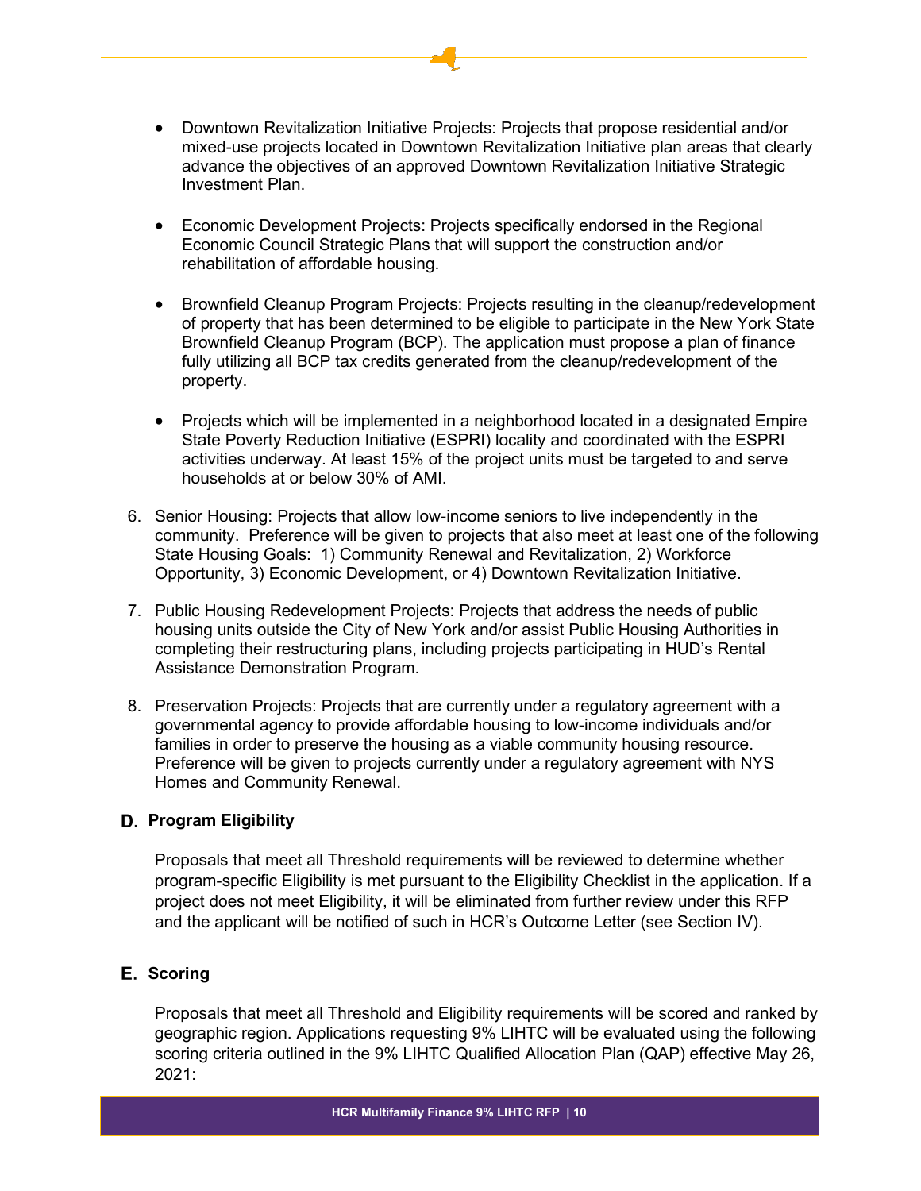- Downtown Revitalization Initiative Projects: Projects that propose residential and/or mixed-use projects located in Downtown Revitalization Initiative plan areas that clearly advance the objectives of an approved Downtown Revitalization Initiative Strategic Investment Plan.

- Economic Development Projects: Projects specifically endorsed in the Regional Economic Council Strategic Plans that will support the construction and/or rehabilitation of affordable housing.

- Brownfield Cleanup Program Projects: Projects resulting in the cleanup/redevelopment of property that has been determined to be eligible to participate in the New York State Brownfield Cleanup Program (BCP). The application must propose a plan of finance fully utilizing all BCP tax credits generated from the cleanup/redevelopment of the property.

- Projects which will be implemented in a neighborhood located in a designated Empire State Poverty Reduction Initiative (ESPRI) locality and coordinated with the ESPRI activities underway. At least 15% of the project units must be targeted to and serve households at or below 30% of AMI.

6. Senior Housing: Projects that allow low-income seniors to live independently in the community. Preference will be given to projects that also meet at least one of the following State Housing Goals: 1) Community Renewal and Revitalization, 2) Workforce Opportunity, 3) Economic Development, or 4) Downtown Revitalization Initiative.

7. Public Housing Redevelopment Projects: Projects that address the needs of public housing units outside the City of New York and/or assist Public Housing Authorities in completing their restructuring plans, including projects participating in HUD's Rental Assistance Demonstration Program.

8. Preservation Projects: Projects that are currently under a regulatory agreement with a governmental agency to provide affordable housing to low-income individuals and/or families in order to preserve the housing as a viable community housing resource. Preference will be given to projects currently under a regulatory agreement with NYS Homes and Community Renewal.

### D. Program Eligibility

Proposals that meet all Threshold requirements will be reviewed to determine whether program-specific Eligibility is met pursuant to the Eligibility Checklist in the application. If a project does not meet Eligibility, it will be eliminated from further review under this RFP and the applicant will be notified of such in HCR's Outcome Letter (see Section IV).

### E. Scoring

Proposals that meet all Threshold and Eligibility requirements will be scored and ranked by geographic region. Applications requesting 9% LIHTC will be evaluated using the following scoring criteria outlined in the 9% LIHTC Qualified Allocation Plan (QAP) effective May 26, 2021: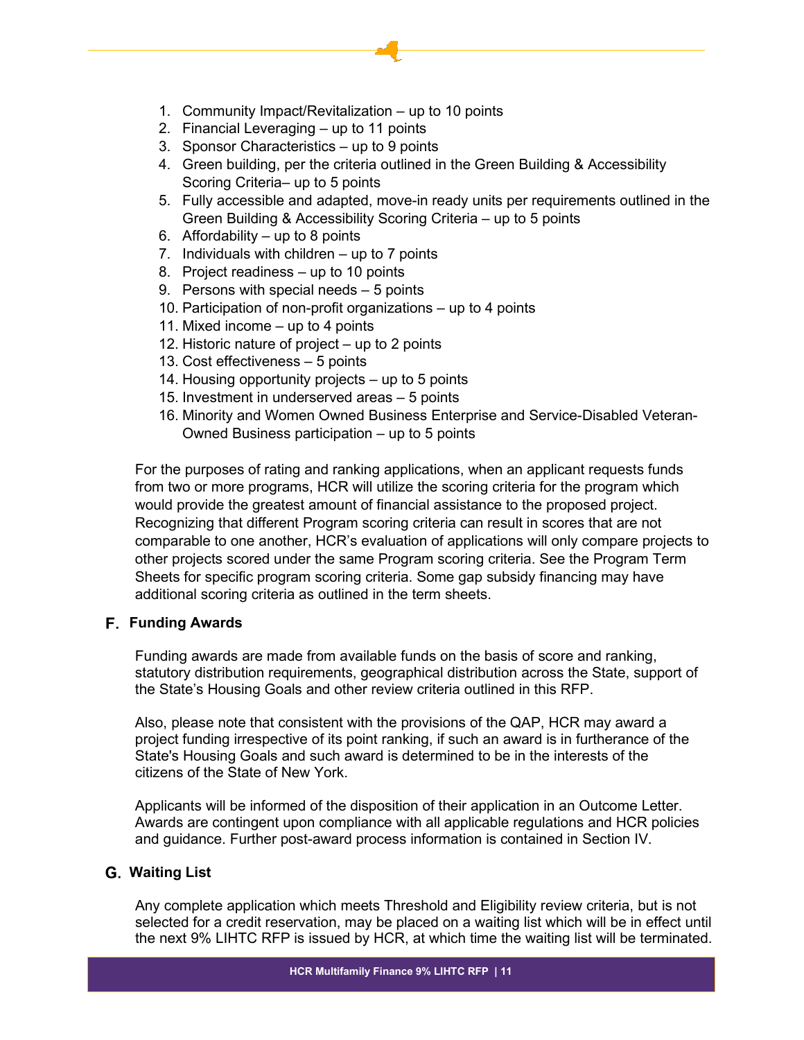1. Community Impact/Revitalization – up to 10 points
2. Financial Leveraging – up to 11 points
3. Sponsor Characteristics – up to 9 points
4. Green building, per the criteria outlined in the Green Building & Accessibility Scoring Criteria– up to 5 points
5. Fully accessible and adapted, move-in ready units per requirements outlined in the Green Building & Accessibility Scoring Criteria – up to 5 points
6. Affordability – up to 8 points
7. Individuals with children – up to 7 points
8. Project readiness – up to 10 points
9. Persons with special needs – 5 points
10. Participation of non-profit organizations – up to 4 points
11. Mixed income – up to 4 points
12. Historic nature of project – up to 2 points
13. Cost effectiveness – 5 points
14. Housing opportunity projects – up to 5 points
15. Investment in underserved areas – 5 points
16. Minority and Women Owned Business Enterprise and Service-Disabled Veteran-Owned Business participation – up to 5 points

For the purposes of rating and ranking applications, when an applicant requests funds from two or more programs, HCR will utilize the scoring criteria for the program which would provide the greatest amount of financial assistance to the proposed project. Recognizing that different Program scoring criteria can result in scores that are not comparable to one another, HCR's evaluation of applications will only compare projects to other projects scored under the same Program scoring criteria. See the Program Term Sheets for specific program scoring criteria. Some gap subsidy financing may have additional scoring criteria as outlined in the term sheets.

## F. Funding Awards

Funding awards are made from available funds on the basis of score and ranking, statutory distribution requirements, geographical distribution across the State, support of the State's Housing Goals and other review criteria outlined in this RFP.

Also, please note that consistent with the provisions of the QAP, HCR may award a project funding irrespective of its point ranking, if such an award is in furtherance of the State's Housing Goals and such award is determined to be in the interests of the citizens of the State of New York.

Applicants will be informed of the disposition of their application in an Outcome Letter. Awards are contingent upon compliance with all applicable regulations and HCR policies and guidance. Further post-award process information is contained in Section IV.

## G. Waiting List

Any complete application which meets Threshold and Eligibility review criteria, but is not selected for a credit reservation, may be placed on a waiting list which will be in effect until the next 9% LIHTC RFP is issued by HCR, at which time the waiting list will be terminated.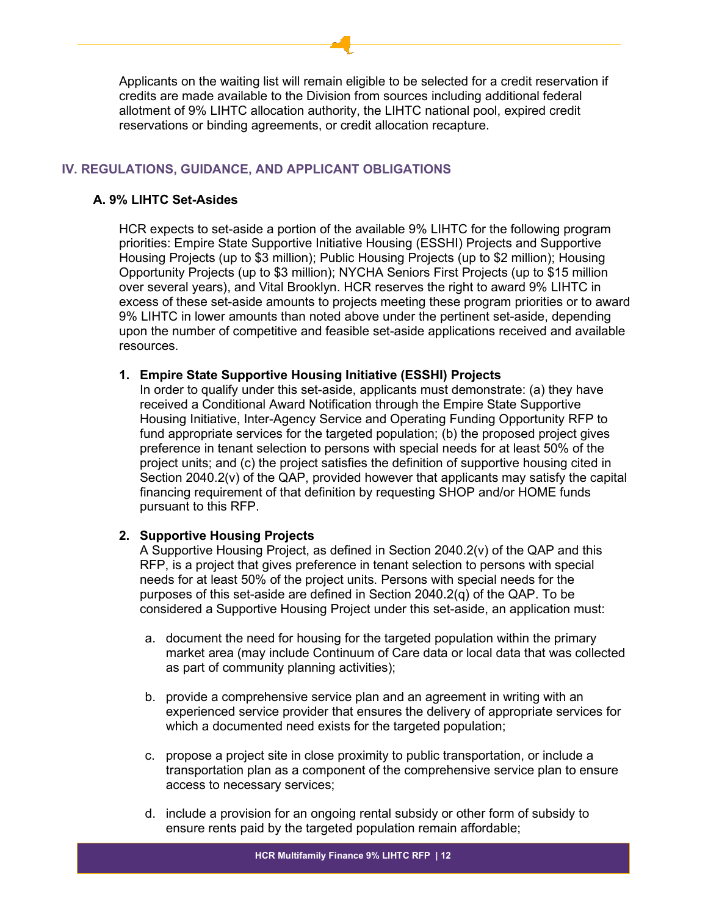Applicants on the waiting list will remain eligible to be selected for a credit reservation if credits are made available to the Division from sources including additional federal allotment of 9% LIHTC allocation authority, the LIHTC national pool, expired credit reservations or binding agreements, or credit allocation recapture.

## IV. REGULATIONS, GUIDANCE, AND APPLICANT OBLIGATIONS

### A. 9% LIHTC Set-Asides

HCR expects to set-aside a portion of the available 9% LIHTC for the following program priorities: Empire State Supportive Initiative Housing (ESSHI) Projects and Supportive Housing Projects (up to $3 million); Public Housing Projects (up to $2 million); Housing Opportunity Projects (up to $3 million); NYCHA Seniors First Projects (up to $15 million over several years), and Vital Brooklyn. HCR reserves the right to award 9% LIHTC in excess of these set-aside amounts to projects meeting these program priorities or to award 9% LIHTC in lower amounts than noted above under the pertinent set-aside, depending upon the number of competitive and feasible set-aside applications received and available resources.

1. **Empire State Supportive Housing Initiative (ESSHI) Projects**
   In order to qualify under this set-aside, applicants must demonstrate: (a) they have received a Conditional Award Notification through the Empire State Supportive Housing Initiative, Inter-Agency Service and Operating Funding Opportunity RFP to fund appropriate services for the targeted population; (b) the proposed project gives preference in tenant selection to persons with special needs for at least 50% of the project units; and (c) the project satisfies the definition of supportive housing cited in Section 2040.2(v) of the QAP, provided however that applicants may satisfy the capital financing requirement of that definition by requesting SHOP and/or HOME funds pursuant to this RFP.

2. **Supportive Housing Projects**
   A Supportive Housing Project, as defined in Section 2040.2(v) of the QAP and this RFP, is a project that gives preference in tenant selection to persons with special needs for at least 50% of the project units. Persons with special needs for the purposes of this set-aside are defined in Section 2040.2(q) of the QAP. To be considered a Supportive Housing Project under this set-aside, an application must:

   a. document the need for housing for the targeted population within the primary market area (may include Continuum of Care data or local data that was collected as part of community planning activities);

   b. provide a comprehensive service plan and an agreement in writing with an experienced service provider that ensures the delivery of appropriate services for which a documented need exists for the targeted population;

   c. propose a project site in close proximity to public transportation, or include a transportation plan as a component of the comprehensive service plan to ensure access to necessary services;

   d. include a provision for an ongoing rental subsidy or other form of subsidy to ensure rents paid by the targeted population remain affordable;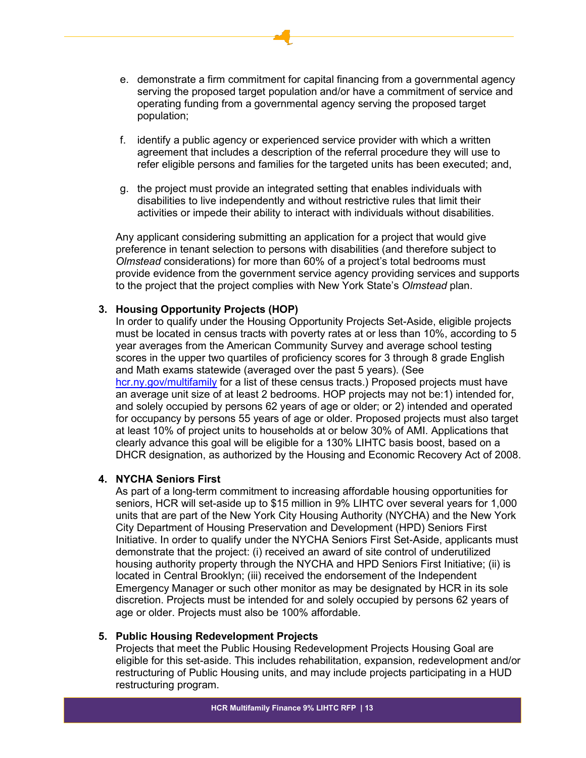e. demonstrate a firm commitment for capital financing from a governmental agency serving the proposed target population and/or have a commitment of service and operating funding from a governmental agency serving the proposed target population;

f. identify a public agency or experienced service provider with which a written agreement that includes a description of the referral procedure they will use to refer eligible persons and families for the targeted units has been executed; and,

g. the project must provide an integrated setting that enables individuals with disabilities to live independently and without restrictive rules that limit their activities or impede their ability to interact with individuals without disabilities.

Any applicant considering submitting an application for a project that would give preference in tenant selection to persons with disabilities (and therefore subject to *Olmstead* considerations) for more than 60% of a project's total bedrooms must provide evidence from the government service agency providing services and supports to the project that the project complies with New York State's *Olmstead* plan.

**3. Housing Opportunity Projects (HOP)**

In order to qualify under the Housing Opportunity Projects Set-Aside, eligible projects must be located in census tracts with poverty rates at or less than 10%, according to 5 year averages from the American Community Survey and average school testing scores in the upper two quartiles of proficiency scores for 3 through 8 grade English and Math exams statewide (averaged over the past 5 years). (See [hcr.ny.gov/multifamily](hcr.ny.gov/multifamily) for a list of these census tracts.) Proposed projects must have an average unit size of at least 2 bedrooms. HOP projects may not be:1) intended for, and solely occupied by persons 62 years of age or older; or 2) intended and operated for occupancy by persons 55 years of age or older. Proposed projects must also target at least 10% of project units to households at or below 30% of AMI. Applications that clearly advance this goal will be eligible for a 130% LIHTC basis boost, based on a DHCR designation, as authorized by the Housing and Economic Recovery Act of 2008.

**4. NYCHA Seniors First**

As part of a long-term commitment to increasing affordable housing opportunities for seniors, HCR will set-aside up to $15 million in 9% LIHTC over several years for 1,000 units that are part of the New York City Housing Authority (NYCHA) and the New York City Department of Housing Preservation and Development (HPD) Seniors First Initiative. In order to qualify under the NYCHA Seniors First Set-Aside, applicants must demonstrate that the project: (i) received an award of site control of underutilized housing authority property through the NYCHA and HPD Seniors First Initiative; (ii) is located in Central Brooklyn; (iii) received the endorsement of the Independent Emergency Manager or such other monitor as may be designated by HCR in its sole discretion. Projects must be intended for and solely occupied by persons 62 years of age or older. Projects must also be 100% affordable.

**5. Public Housing Redevelopment Projects**

Projects that meet the Public Housing Redevelopment Projects Housing Goal are eligible for this set-aside. This includes rehabilitation, expansion, redevelopment and/or restructuring of Public Housing units, and may include projects participating in a HUD restructuring program.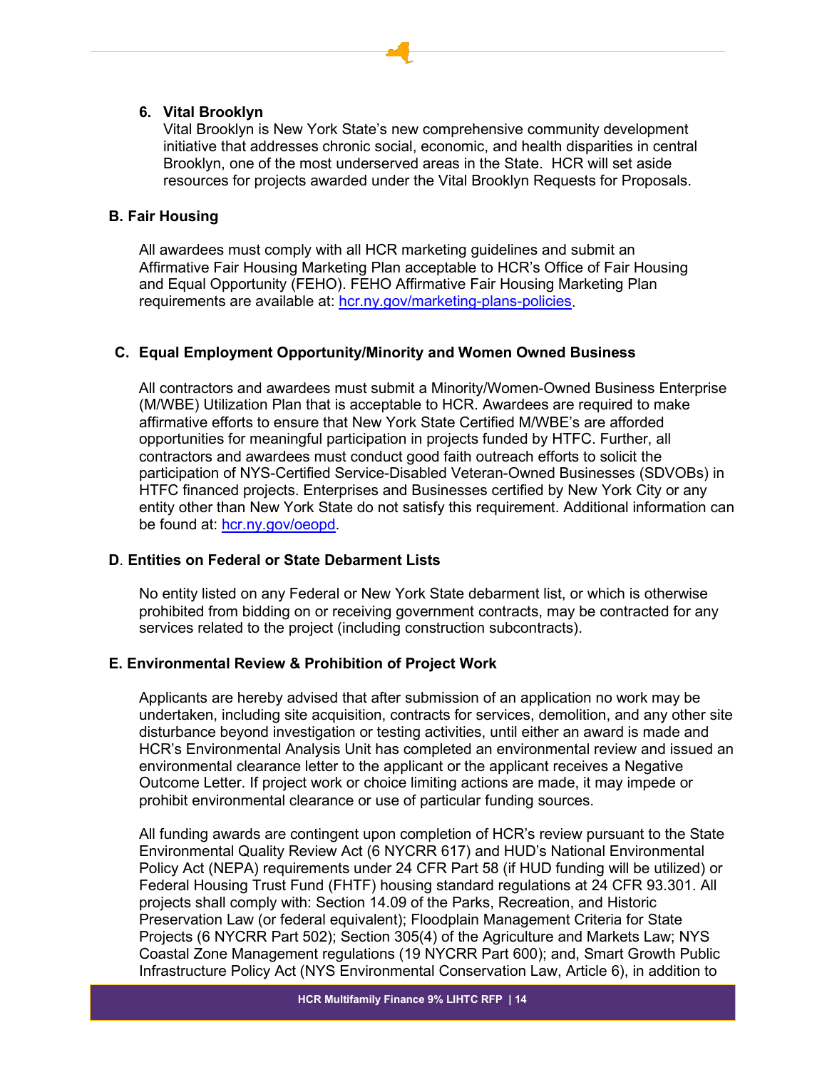6. **Vital Brooklyn**
   Vital Brooklyn is New York State's new comprehensive community development initiative that addresses chronic social, economic, and health disparities in central Brooklyn, one of the most underserved areas in the State. HCR will set aside resources for projects awarded under the Vital Brooklyn Requests for Proposals.

## B. Fair Housing

All awardees must comply with all HCR marketing guidelines and submit an Affirmative Fair Housing Marketing Plan acceptable to HCR's Office of Fair Housing and Equal Opportunity (FEHO). FEHO Affirmative Fair Housing Marketing Plan requirements are available at: hcr.ny.gov/marketing-plans-policies.

## C. Equal Employment Opportunity/Minority and Women Owned Business

All contractors and awardees must submit a Minority/Women-Owned Business Enterprise (M/WBE) Utilization Plan that is acceptable to HCR. Awardees are required to make affirmative efforts to ensure that New York State Certified M/WBE's are afforded opportunities for meaningful participation in projects funded by HTFC. Further, all contractors and awardees must conduct good faith outreach efforts to solicit the participation of NYS-Certified Service-Disabled Veteran-Owned Businesses (SDVOBs) in HTFC financed projects. Enterprises and Businesses certified by New York City or any entity other than New York State do not satisfy this requirement. Additional information can be found at: hcr.ny.gov/oeopd.

## D. Entities on Federal or State Debarment Lists

No entity listed on any Federal or New York State debarment list, or which is otherwise prohibited from bidding on or receiving government contracts, may be contracted for any services related to the project (including construction subcontracts).

## E. Environmental Review & Prohibition of Project Work

Applicants are hereby advised that after submission of an application no work may be undertaken, including site acquisition, contracts for services, demolition, and any other site disturbance beyond investigation or testing activities, until either an award is made and HCR's Environmental Analysis Unit has completed an environmental review and issued an environmental clearance letter to the applicant or the applicant receives a Negative Outcome Letter. If project work or choice limiting actions are made, it may impede or prohibit environmental clearance or use of particular funding sources.

All funding awards are contingent upon completion of HCR's review pursuant to the State Environmental Quality Review Act (6 NYCRR 617) and HUD's National Environmental Policy Act (NEPA) requirements under 24 CFR Part 58 (if HUD funding will be utilized) or Federal Housing Trust Fund (FHTF) housing standard regulations at 24 CFR 93.301. All projects shall comply with: Section 14.09 of the Parks, Recreation, and Historic Preservation Law (or federal equivalent); Floodplain Management Criteria for State Projects (6 NYCRR Part 502); Section 305(4) of the Agriculture and Markets Law; NYS Coastal Zone Management regulations (19 NYCRR Part 600); and, Smart Growth Public Infrastructure Policy Act (NYS Environmental Conservation Law, Article 6), in addition to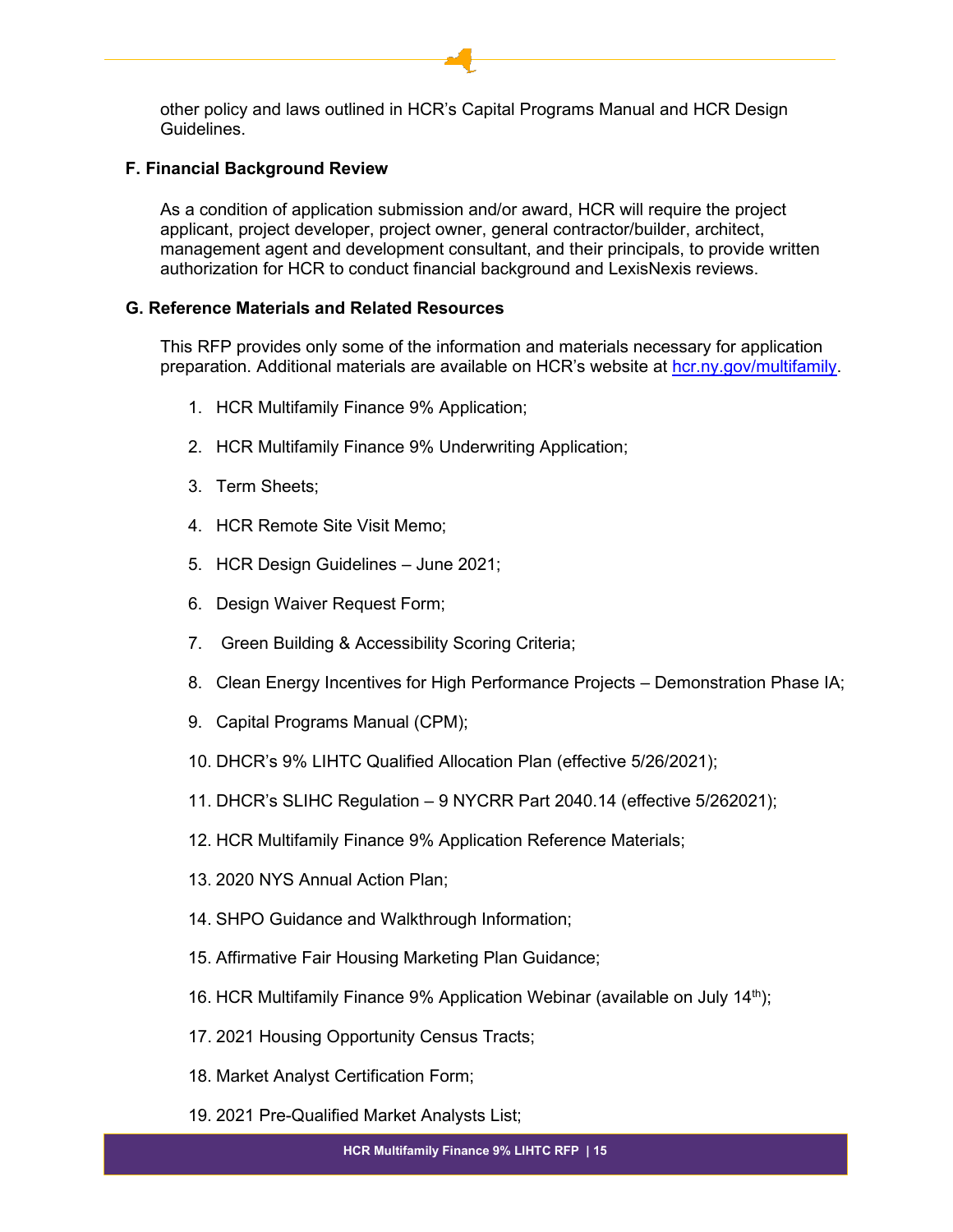other policy and laws outlined in HCR's Capital Programs Manual and HCR Design Guidelines.

### F. Financial Background Review

As a condition of application submission and/or award, HCR will require the project applicant, project developer, project owner, general contractor/builder, architect, management agent and development consultant, and their principals, to provide written authorization for HCR to conduct financial background and LexisNexis reviews.

### G. Reference Materials and Related Resources

This RFP provides only some of the information and materials necessary for application preparation. Additional materials are available on HCR's website at hcr.ny.gov/multifamily.

1. HCR Multifamily Finance 9% Application;
2. HCR Multifamily Finance 9% Underwriting Application;
3. Term Sheets;
4. HCR Remote Site Visit Memo;
5. HCR Design Guidelines – June 2021;
6. Design Waiver Request Form;
7. Green Building & Accessibility Scoring Criteria;
8. Clean Energy Incentives for High Performance Projects – Demonstration Phase IA;
9. Capital Programs Manual (CPM);
10. DHCR's 9% LIHTC Qualified Allocation Plan (effective 5/26/2021);
11. DHCR's SLIHC Regulation – 9 NYCRR Part 2040.14 (effective 5/262021);
12. HCR Multifamily Finance 9% Application Reference Materials;
13. 2020 NYS Annual Action Plan;
14. SHPO Guidance and Walkthrough Information;
15. Affirmative Fair Housing Marketing Plan Guidance;
16. HCR Multifamily Finance 9% Application Webinar (available on July 14th);
17. 2021 Housing Opportunity Census Tracts;
18. Market Analyst Certification Form;
19. 2021 Pre-Qualified Market Analysts List;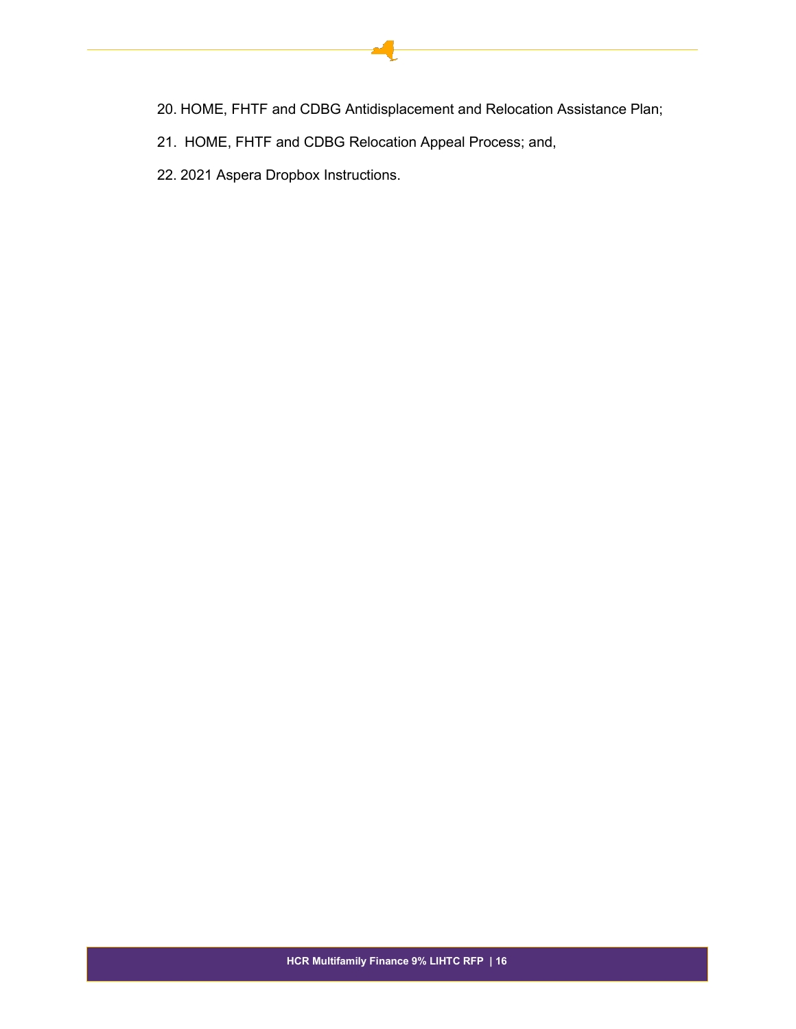20. HOME, FHTF and CDBG Antidisplacement and Relocation Assistance Plan;
21. HOME, FHTF and CDBG Relocation Appeal Process; and,
22. 2021 Aspera Dropbox Instructions.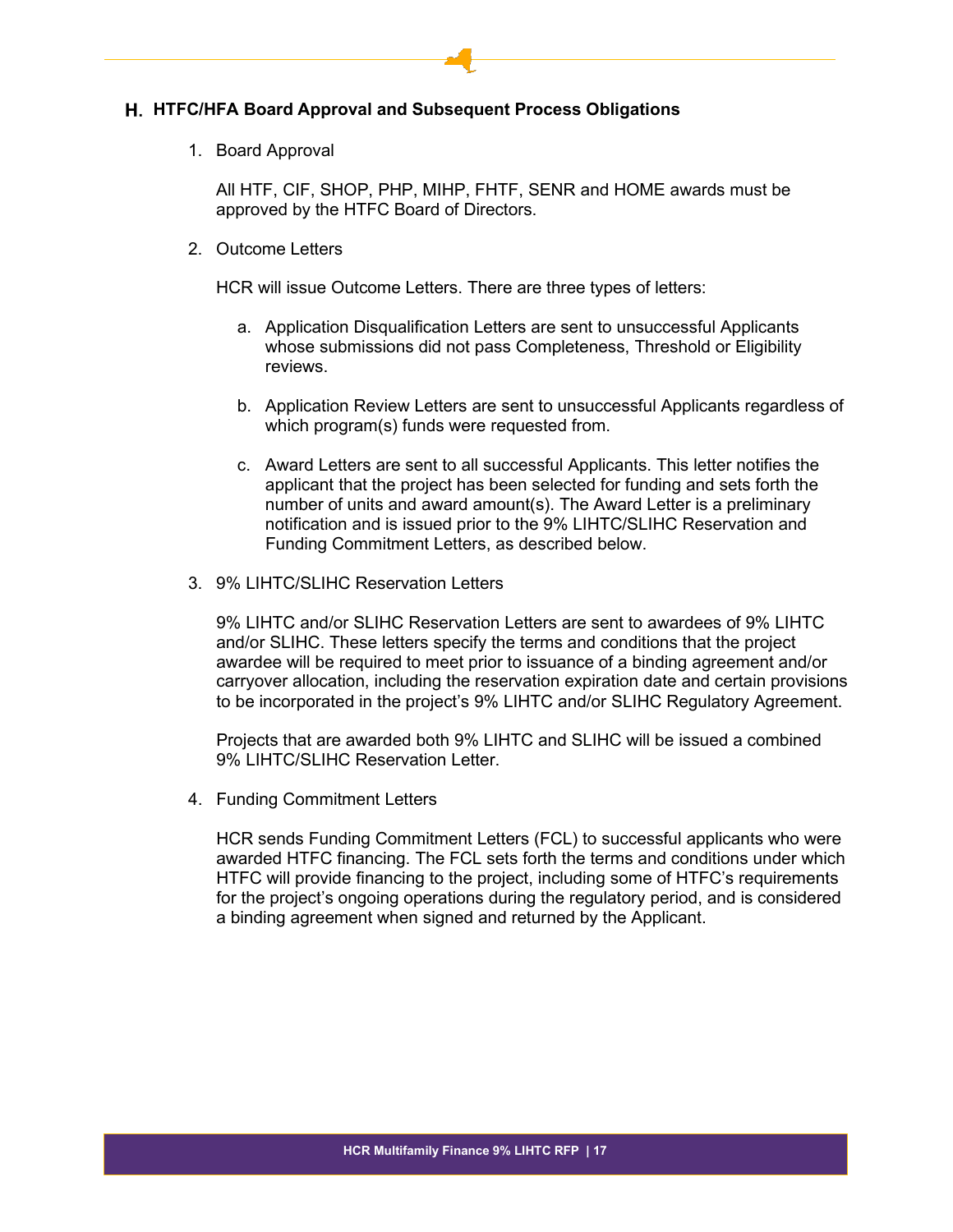## H. HTFC/HFA Board Approval and Subsequent Process Obligations

1. Board Approval

   All HTF, CIF, SHOP, PHP, MIHP, FHTF, SENR and HOME awards must be approved by the HTFC Board of Directors.

2. Outcome Letters

   HCR will issue Outcome Letters. There are three types of letters:

   a. Application Disqualification Letters are sent to unsuccessful Applicants whose submissions did not pass Completeness, Threshold or Eligibility reviews.

   b. Application Review Letters are sent to unsuccessful Applicants regardless of which program(s) funds were requested from.

   c. Award Letters are sent to all successful Applicants. This letter notifies the applicant that the project has been selected for funding and sets forth the number of units and award amount(s). The Award Letter is a preliminary notification and is issued prior to the 9% LIHTC/SLIHC Reservation and Funding Commitment Letters, as described below.

3. 9% LIHTC/SLIHC Reservation Letters

   9% LIHTC and/or SLIHC Reservation Letters are sent to awardees of 9% LIHTC and/or SLIHC. These letters specify the terms and conditions that the project awardee will be required to meet prior to issuance of a binding agreement and/or carryover allocation, including the reservation expiration date and certain provisions to be incorporated in the project's 9% LIHTC and/or SLIHC Regulatory Agreement.

   Projects that are awarded both 9% LIHTC and SLIHC will be issued a combined 9% LIHTC/SLIHC Reservation Letter.

4. Funding Commitment Letters

   HCR sends Funding Commitment Letters (FCL) to successful applicants who were awarded HTFC financing. The FCL sets forth the terms and conditions under which HTFC will provide financing to the project, including some of HTFC's requirements for the project's ongoing operations during the regulatory period, and is considered a binding agreement when signed and returned by the Applicant.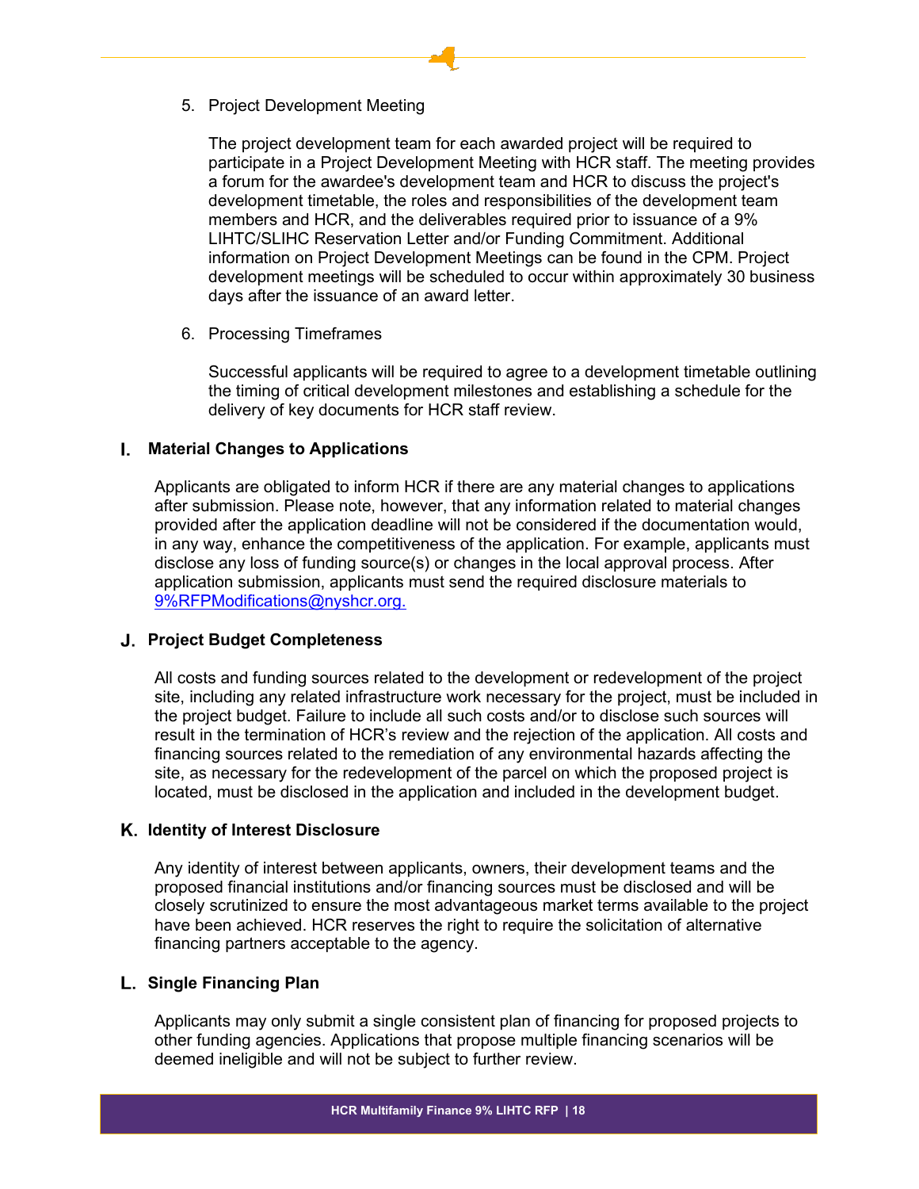5. Project Development Meeting

   The project development team for each awarded project will be required to participate in a Project Development Meeting with HCR staff. The meeting provides a forum for the awardee's development team and HCR to discuss the project's development timetable, the roles and responsibilities of the development team members and HCR, and the deliverables required prior to issuance of a 9% LIHTC/SLIHC Reservation Letter and/or Funding Commitment. Additional information on Project Development Meetings can be found in the CPM. Project development meetings will be scheduled to occur within approximately 30 business days after the issuance of an award letter.

6. Processing Timeframes

   Successful applicants will be required to agree to a development timetable outlining the timing of critical development milestones and establishing a schedule for the delivery of key documents for HCR staff review.

## I. Material Changes to Applications

Applicants are obligated to inform HCR if there are any material changes to applications after submission. Please note, however, that any information related to material changes provided after the application deadline will not be considered if the documentation would, in any way, enhance the competitiveness of the application. For example, applicants must disclose any loss of funding source(s) or changes in the local approval process. After application submission, applicants must send the required disclosure materials to 9%RFPModifications@nyshcr.org.

## J. Project Budget Completeness

All costs and funding sources related to the development or redevelopment of the project site, including any related infrastructure work necessary for the project, must be included in the project budget. Failure to include all such costs and/or to disclose such sources will result in the termination of HCR's review and the rejection of the application. All costs and financing sources related to the remediation of any environmental hazards affecting the site, as necessary for the redevelopment of the parcel on which the proposed project is located, must be disclosed in the application and included in the development budget.

## K. Identity of Interest Disclosure

Any identity of interest between applicants, owners, their development teams and the proposed financial institutions and/or financing sources must be disclosed and will be closely scrutinized to ensure the most advantageous market terms available to the project have been achieved. HCR reserves the right to require the solicitation of alternative financing partners acceptable to the agency.

## L. Single Financing Plan

Applicants may only submit a single consistent plan of financing for proposed projects to other funding agencies. Applications that propose multiple financing scenarios will be deemed ineligible and will not be subject to further review.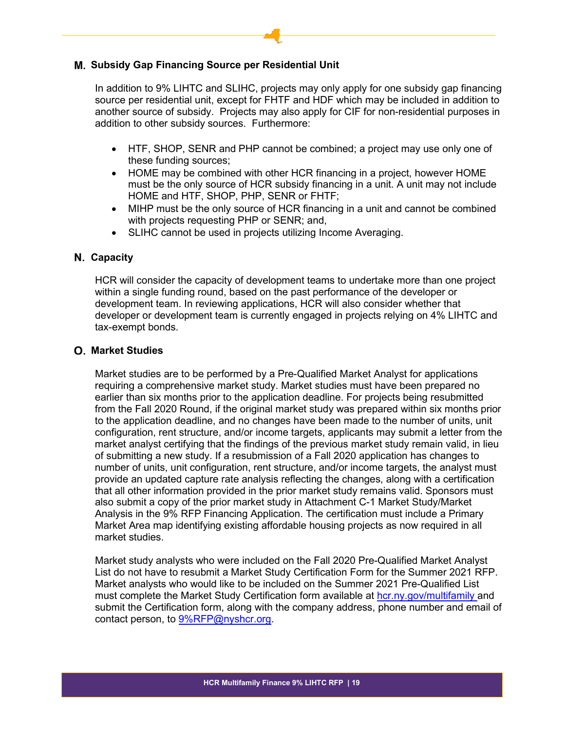## M. Subsidy Gap Financing Source per Residential Unit

In addition to 9% LIHTC and SLIHC, projects may only apply for one subsidy gap financing source per residential unit, except for FHTF and HDF which may be included in addition to another source of subsidy. Projects may also apply for CIF for non-residential purposes in addition to other subsidy sources. Furthermore:

- HTF, SHOP, SENR and PHP cannot be combined; a project may use only one of these funding sources;
- HOME may be combined with other HCR financing in a project, however HOME must be the only source of HCR subsidy financing in a unit. A unit may not include HOME and HTF, SHOP, PHP, SENR or FHTF;
- MIHP must be the only source of HCR financing in a unit and cannot be combined with projects requesting PHP or SENR; and,
- SLIHC cannot be used in projects utilizing Income Averaging.

## N. Capacity

HCR will consider the capacity of development teams to undertake more than one project within a single funding round, based on the past performance of the developer or development team. In reviewing applications, HCR will also consider whether that developer or development team is currently engaged in projects relying on 4% LIHTC and tax-exempt bonds.

## O. Market Studies

Market studies are to be performed by a Pre-Qualified Market Analyst for applications requiring a comprehensive market study. Market studies must have been prepared no earlier than six months prior to the application deadline. For projects being resubmitted from the Fall 2020 Round, if the original market study was prepared within six months prior to the application deadline, and no changes have been made to the number of units, unit configuration, rent structure, and/or income targets, applicants may submit a letter from the market analyst certifying that the findings of the previous market study remain valid, in lieu of submitting a new study. If a resubmission of a Fall 2020 application has changes to number of units, unit configuration, rent structure, and/or income targets, the analyst must provide an updated capture rate analysis reflecting the changes, along with a certification that all other information provided in the prior market study remains valid. Sponsors must also submit a copy of the prior market study in Attachment C-1 Market Study/Market Analysis in the 9% RFP Financing Application. The certification must include a Primary Market Area map identifying existing affordable housing projects as now required in all market studies.

Market study analysts who were included on the Fall 2020 Pre-Qualified Market Analyst List do not have to resubmit a Market Study Certification Form for the Summer 2021 RFP. Market analysts who would like to be included on the Summer 2021 Pre-Qualified List must complete the Market Study Certification form available at hcr.ny.gov/multifamily and submit the Certification form, along with the company address, phone number and email of contact person, to 9%RFP@nyshcr.org.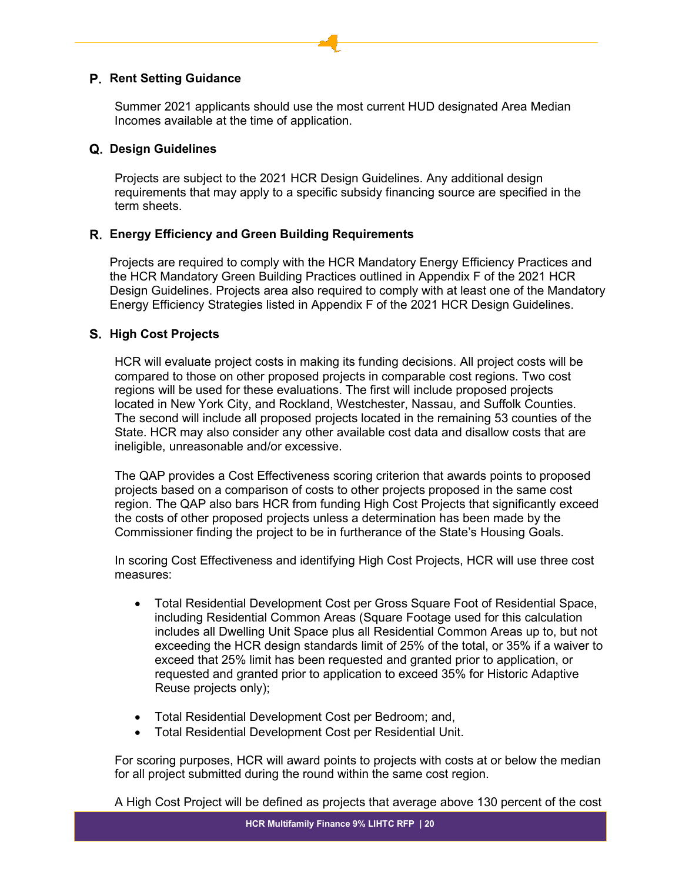## P. Rent Setting Guidance

Summer 2021 applicants should use the most current HUD designated Area Median Incomes available at the time of application.

## Q. Design Guidelines

Projects are subject to the 2021 HCR Design Guidelines. Any additional design requirements that may apply to a specific subsidy financing source are specified in the term sheets.

## R. Energy Efficiency and Green Building Requirements

Projects are required to comply with the HCR Mandatory Energy Efficiency Practices and the HCR Mandatory Green Building Practices outlined in Appendix F of the 2021 HCR Design Guidelines. Projects area also required to comply with at least one of the Mandatory Energy Efficiency Strategies listed in Appendix F of the 2021 HCR Design Guidelines.

## S. High Cost Projects

HCR will evaluate project costs in making its funding decisions. All project costs will be compared to those on other proposed projects in comparable cost regions. Two cost regions will be used for these evaluations. The first will include proposed projects located in New York City, and Rockland, Westchester, Nassau, and Suffolk Counties. The second will include all proposed projects located in the remaining 53 counties of the State. HCR may also consider any other available cost data and disallow costs that are ineligible, unreasonable and/or excessive.

The QAP provides a Cost Effectiveness scoring criterion that awards points to proposed projects based on a comparison of costs to other projects proposed in the same cost region. The QAP also bars HCR from funding High Cost Projects that significantly exceed the costs of other proposed projects unless a determination has been made by the Commissioner finding the project to be in furtherance of the State's Housing Goals.

In scoring Cost Effectiveness and identifying High Cost Projects, HCR will use three cost measures:

- Total Residential Development Cost per Gross Square Foot of Residential Space, including Residential Common Areas (Square Footage used for this calculation includes all Dwelling Unit Space plus all Residential Common Areas up to, but not exceeding the HCR design standards limit of 25% of the total, or 35% if a waiver to exceed that 25% limit has been requested and granted prior to application, or requested and granted prior to application to exceed 35% for Historic Adaptive Reuse projects only);
- Total Residential Development Cost per Bedroom; and,
- Total Residential Development Cost per Residential Unit.

For scoring purposes, HCR will award points to projects with costs at or below the median for all project submitted during the round within the same cost region.

A High Cost Project will be defined as projects that average above 130 percent of the cost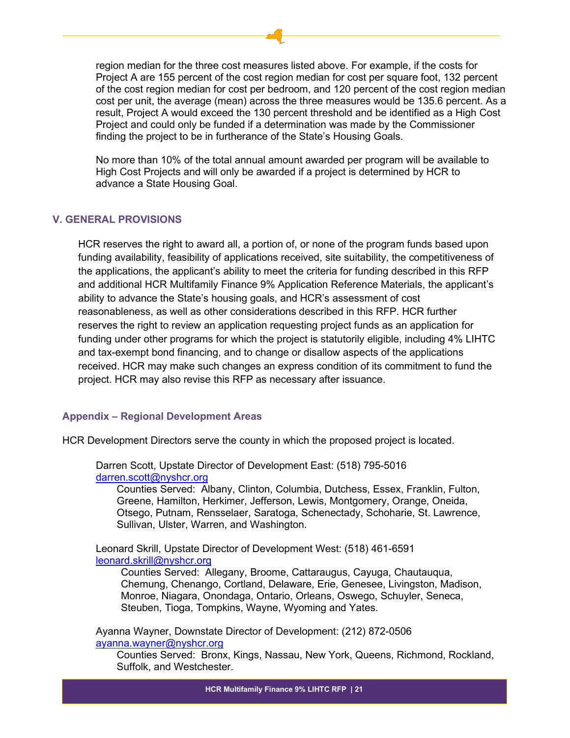region median for the three cost measures listed above. For example, if the costs for Project A are 155 percent of the cost region median for cost per square foot, 132 percent of the cost region median for cost per bedroom, and 120 percent of the cost region median cost per unit, the average (mean) across the three measures would be 135.6 percent. As a result, Project A would exceed the 130 percent threshold and be identified as a High Cost Project and could only be funded if a determination was made by the Commissioner finding the project to be in furtherance of the State's Housing Goals.

No more than 10% of the total annual amount awarded per program will be available to High Cost Projects and will only be awarded if a project is determined by HCR to advance a State Housing Goal.

## V. GENERAL PROVISIONS

HCR reserves the right to award all, a portion of, or none of the program funds based upon funding availability, feasibility of applications received, site suitability, the competitiveness of the applications, the applicant's ability to meet the criteria for funding described in this RFP and additional HCR Multifamily Finance 9% Application Reference Materials, the applicant's ability to advance the State's housing goals, and HCR's assessment of cost reasonableness, as well as other considerations described in this RFP. HCR further reserves the right to review an application requesting project funds as an application for funding under other programs for which the project is statutorily eligible, including 4% LIHTC and tax-exempt bond financing, and to change or disallow aspects of the applications received. HCR may make such changes an express condition of its commitment to fund the project. HCR may also revise this RFP as necessary after issuance.

### Appendix – Regional Development Areas

HCR Development Directors serve the county in which the proposed project is located.

Darren Scott, Upstate Director of Development East: (518) 795-5016
darren.scott@nyshcr.org

Counties Served: Albany, Clinton, Columbia, Dutchess, Essex, Franklin, Fulton, Greene, Hamilton, Herkimer, Jefferson, Lewis, Montgomery, Orange, Oneida, Otsego, Putnam, Rensselaer, Saratoga, Schenectady, Schoharie, St. Lawrence, Sullivan, Ulster, Warren, and Washington.

Leonard Skrill, Upstate Director of Development West: (518) 461-6591
leonard.skrill@nyshcr.org

Counties Served: Allegany, Broome, Cattaraugus, Cayuga, Chautauqua, Chemung, Chenango, Cortland, Delaware, Erie, Genesee, Livingston, Madison, Monroe, Niagara, Onondaga, Ontario, Orleans, Oswego, Schuyler, Seneca, Steuben, Tioga, Tompkins, Wayne, Wyoming and Yates.

Ayanna Wayner, Downstate Director of Development: (212) 872-0506
ayanna.wayner@nyshcr.org

Counties Served: Bronx, Kings, Nassau, New York, Queens, Richmond, Rockland, Suffolk, and Westchester.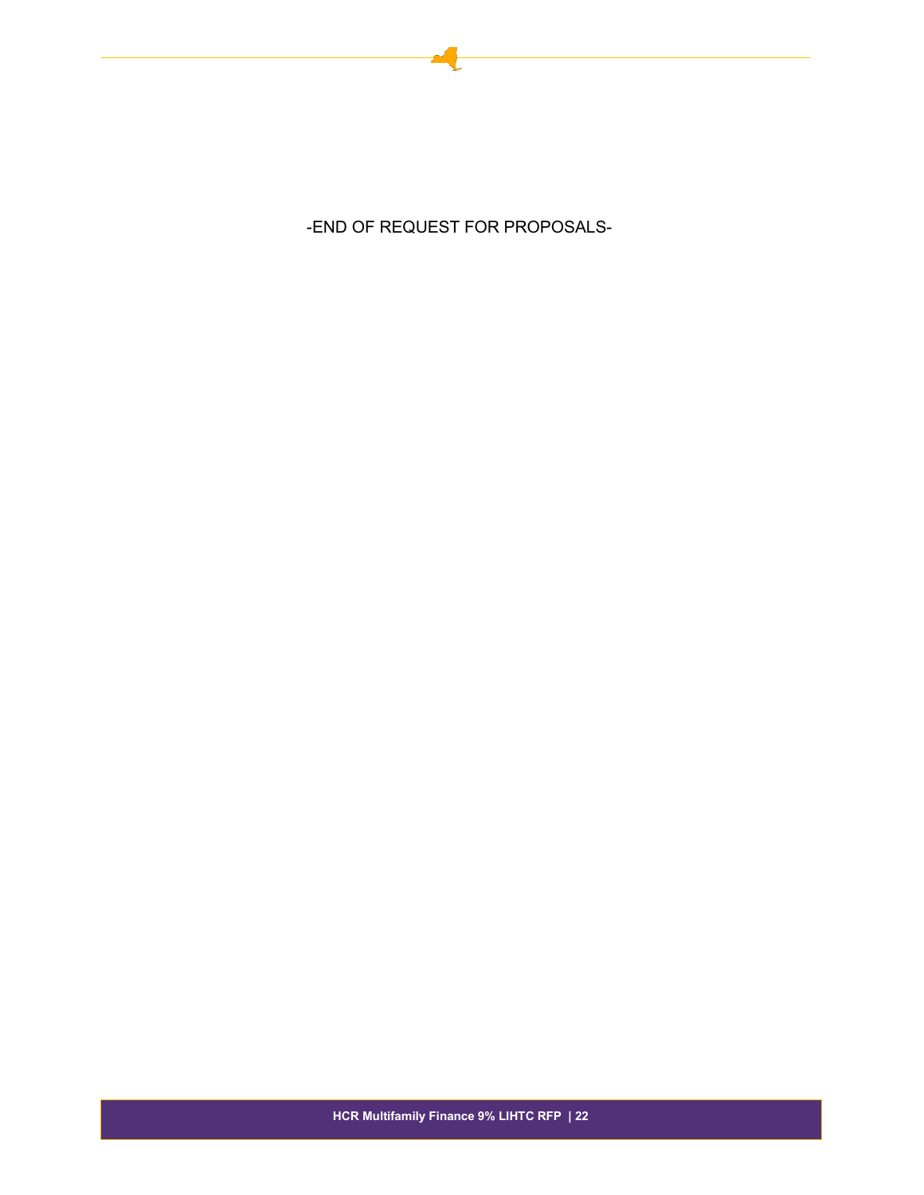-END OF REQUEST FOR PROPOSALS-